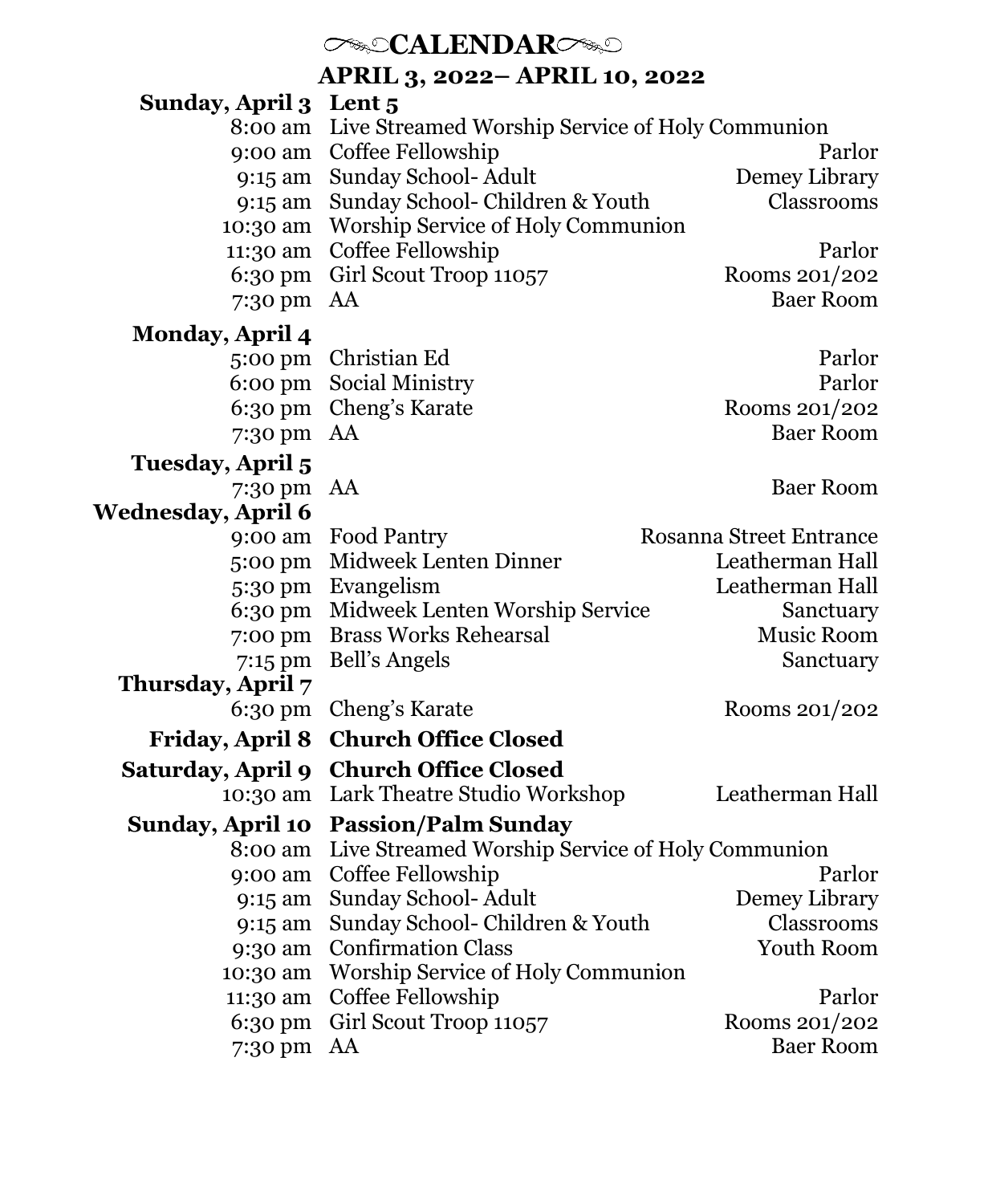# CALENDAR

## APRIL 3, 2022– APRIL 10, 2022

| | | |
|---|---|---|
| **Sunday, April 3** | **Lent 5** | |
| 8:00 am | Live Streamed Worship Service of Holy Communion | |
| 9:00 am | Coffee Fellowship | Parlor |
| 9:15 am | Sunday School- Adult | Demey Library |
| 9:15 am | Sunday School- Children & Youth | Classrooms |
| 10:30 am | Worship Service of Holy Communion | |
| 11:30 am | Coffee Fellowship | Parlor |
| 6:30 pm | Girl Scout Troop 11057 | Rooms 201/202 |
| 7:30 pm | AA | Baer Room |
| **Monday, April 4** | | |
| 5:00 pm | Christian Ed | Parlor |
| 6:00 pm | Social Ministry | Parlor |
| 6:30 pm | Cheng's Karate | Rooms 201/202 |
| 7:30 pm | AA | Baer Room |
| **Tuesday, April 5** | | |
| 7:30 pm | AA | Baer Room |
| **Wednesday, April 6** | | |
| 9:00 am | Food Pantry | Rosanna Street Entrance |
| 5:00 pm | Midweek Lenten Dinner | Leatherman Hall |
| 5:30 pm | Evangelism | Leatherman Hall |
| 6:30 pm | Midweek Lenten Worship Service | Sanctuary |
| 7:00 pm | Brass Works Rehearsal | Music Room |
| 7:15 pm | Bell's Angels | Sanctuary |
| **Thursday, April 7** | | |
| 6:30 pm | Cheng's Karate | Rooms 201/202 |
| **Friday, April 8** | **Church Office Closed** | |
| **Saturday, April 9** | **Church Office Closed** | |
| 10:30 am | Lark Theatre Studio Workshop | Leatherman Hall |
| **Sunday, April 10** | **Passion/Palm Sunday** | |
| 8:00 am | Live Streamed Worship Service of Holy Communion | |
| 9:00 am | Coffee Fellowship | Parlor |
| 9:15 am | Sunday School- Adult | Demey Library |
| 9:15 am | Sunday School- Children & Youth | Classrooms |
| 9:30 am | Confirmation Class | Youth Room |
| 10:30 am | Worship Service of Holy Communion | |
| 11:30 am | Coffee Fellowship | Parlor |
| 6:30 pm | Girl Scout Troop 11057 | Rooms 201/202 |
| 7:30 pm | AA | Baer Room |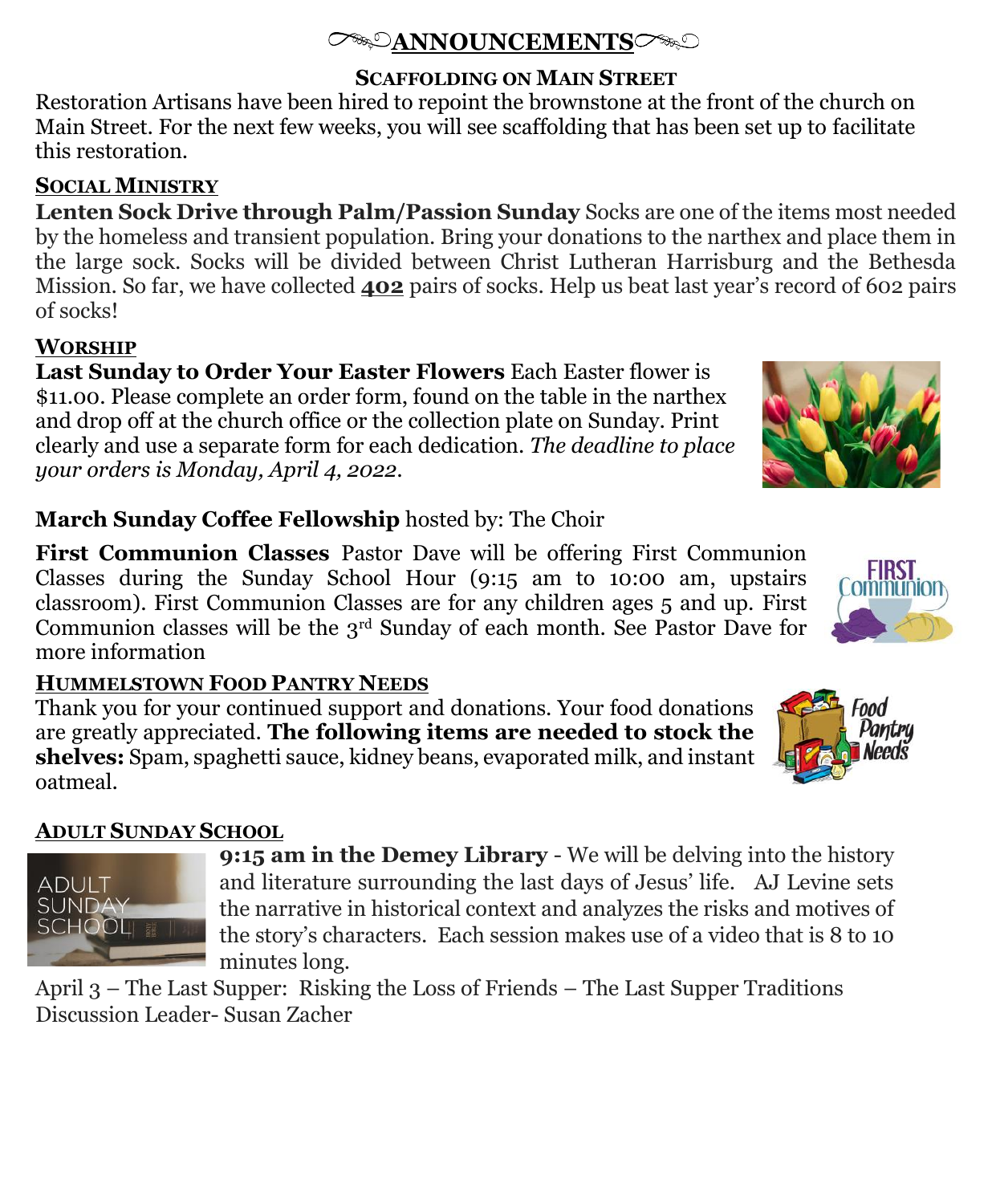# ANNOUNCEMENTS

## SCAFFOLDING ON MAIN STREET

Restoration Artisans have been hired to repoint the brownstone at the front of the church on Main Street. For the next few weeks, you will see scaffolding that has been set up to facilitate this restoration.

## SOCIAL MINISTRY

**Lenten Sock Drive through Palm/Passion Sunday** Socks are one of the items most needed by the homeless and transient population. Bring your donations to the narthex and place them in the large sock. Socks will be divided between Christ Lutheran Harrisburg and the Bethesda Mission. So far, we have collected **402** pairs of socks. Help us beat last year's record of 602 pairs of socks!

## WORSHIP

**Last Sunday to Order Your Easter Flowers** Each Easter flower is $11.00. Please complete an order form, found on the table in the narthex and drop off at the church office or the collection plate on Sunday. Print clearly and use a separate form for each dedication. *The deadline to place your orders is Monday, April 4, 2022.*

**March Sunday Coffee Fellowship** hosted by: The Choir

**First Communion Classes** Pastor Dave will be offering First Communion Classes during the Sunday School Hour (9:15 am to 10:00 am, upstairs classroom). First Communion Classes are for any children ages 5 and up. First Communion classes will be the 3rd Sunday of each month. See Pastor Dave for more information

## HUMMELSTOWN FOOD PANTRY NEEDS

Thank you for your continued support and donations. Your food donations are greatly appreciated. **The following items are needed to stock the shelves:** Spam, spaghetti sauce, kidney beans, evaporated milk, and instant oatmeal.

## ADULT SUNDAY SCHOOL

**9:15 am in the Demey Library** - We will be delving into the history and literature surrounding the last days of Jesus' life. AJ Levine sets the narrative in historical context and analyzes the risks and motives of the story's characters. Each session makes use of a video that is 8 to 10 minutes long.

April 3 – The Last Supper: Risking the Loss of Friends – The Last Supper Traditions
Discussion Leader- Susan Zacher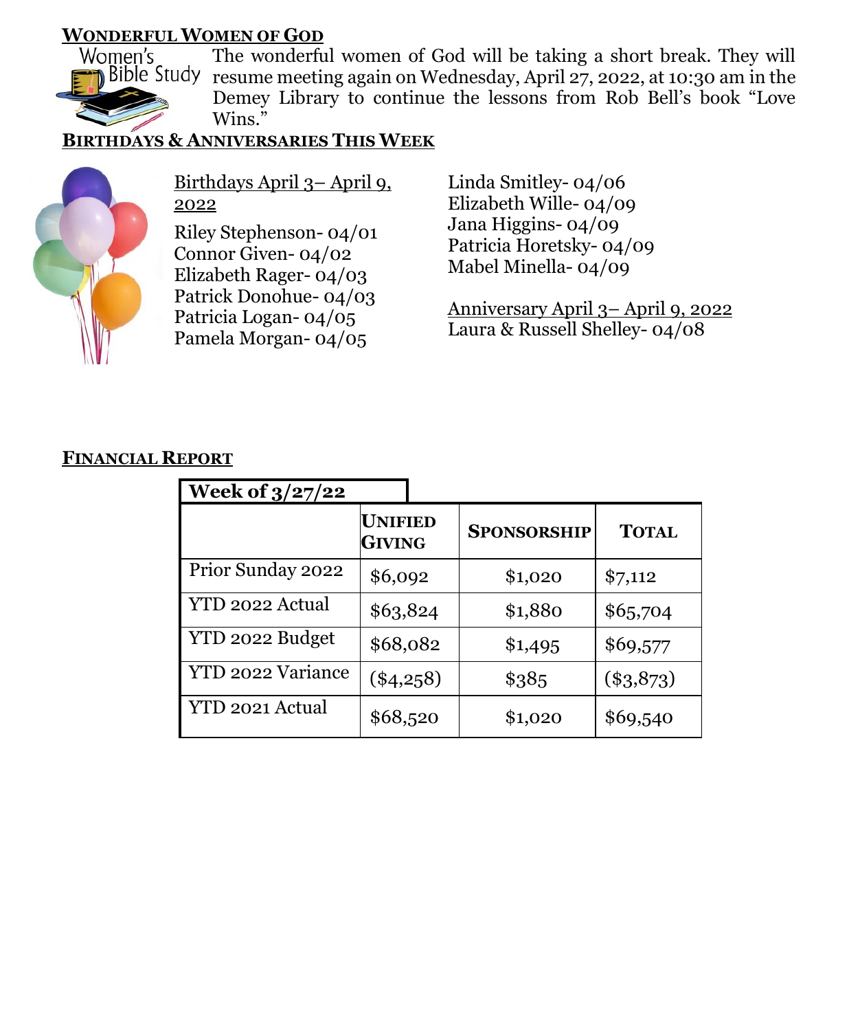## WONDERFUL WOMEN OF GOD

The wonderful women of God will be taking a short break. They will resume meeting again on Wednesday, April 27, 2022, at 10:30 am in the Demey Library to continue the lessons from Rob Bell's book "Love Wins."

## BIRTHDAYS & ANNIVERSARIES THIS WEEK

Birthdays April 3– April 9, 2022

Riley Stephenson- 04/01
Connor Given- 04/02
Elizabeth Rager- 04/03
Patrick Donohue- 04/03
Patricia Logan- 04/05
Pamela Morgan- 04/05
Linda Smitley- 04/06
Elizabeth Wille- 04/09
Jana Higgins- 04/09
Patricia Horetsky- 04/09
Mabel Minella- 04/09

Anniversary April 3– April 9, 2022

Laura & Russell Shelley- 04/08

## FINANCIAL REPORT

**Week of 3/27/22**

| | UNIFIED GIVING | SPONSORSHIP | TOTAL |
|---|---|---|---|
| Prior Sunday 2022 | $6,092 | $1,020 | $7,112 |
| YTD 2022 Actual | $63,824 | $1,880 | $65,704 |
| YTD 2022 Budget | $68,082 | $1,495 | $69,577 |
| YTD 2022 Variance | ($4,258) | $385 | ($3,873) |
| YTD 2021 Actual | $68,520 | $1,020 | $69,540 |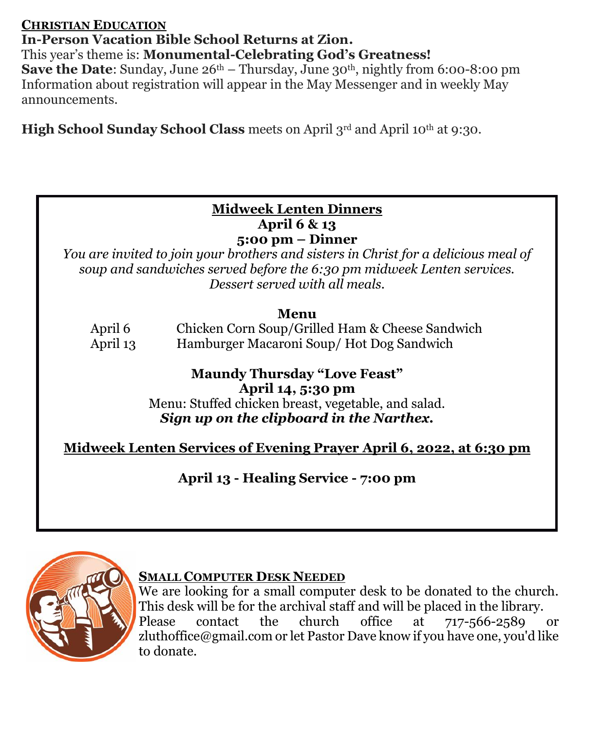## CHRISTIAN EDUCATION

**In-Person Vacation Bible School Returns at Zion.**

This year's theme is: **Monumental-Celebrating God's Greatness!**

**Save the Date**: Sunday, June 26th – Thursday, June 30th, nightly from 6:00-8:00 pm
Information about registration will appear in the May Messenger and in weekly May announcements.

**High School Sunday School Class** meets on April 3rd and April 10th at 9:30.

### Midweek Lenten Dinners

**April 6 & 13**

**5:00 pm – Dinner**

*You are invited to join your brothers and sisters in Christ for a delicious meal of soup and sandwiches served before the 6:30 pm midweek Lenten services. Dessert served with all meals.*

**Menu**

| | |
|---|---|
| April 6 | Chicken Corn Soup/Grilled Ham & Cheese Sandwich |
| April 13 | Hamburger Macaroni Soup/ Hot Dog Sandwich |

**Maundy Thursday "Love Feast"**

**April 14, 5:30 pm**

Menu: Stuffed chicken breast, vegetable, and salad.

***Sign up on the clipboard in the Narthex.***

**Midweek Lenten Services of Evening Prayer April 6, 2022, at 6:30 pm**

**April 13 - Healing Service - 7:00 pm**

## SMALL COMPUTER DESK NEEDED

We are looking for a small computer desk to be donated to the church. This desk will be for the archival staff and will be placed in the library. Please contact the church office at 717-566-2589 or zluthoffice@gmail.com or let Pastor Dave know if you have one, you'd like to donate.